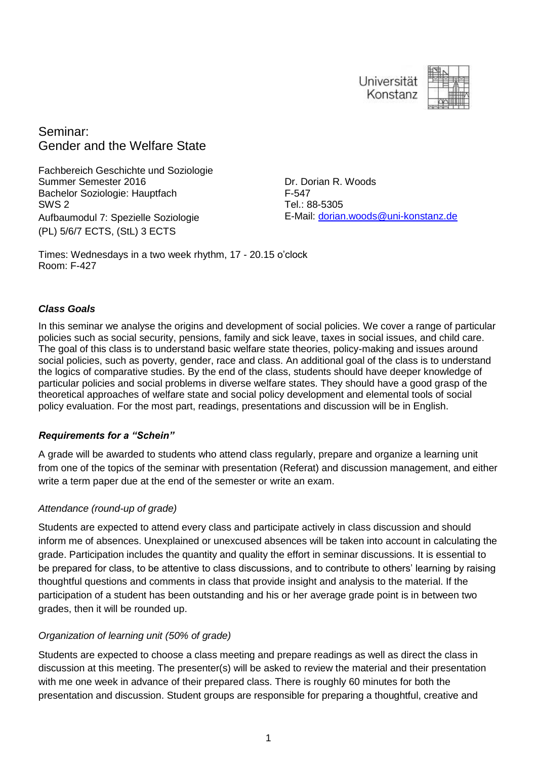Universität Konstanz

# Seminar:
# Gender and the Welfare State

Fachbereich Geschichte und Soziologie
Summer Semester 2016
Bachelor Soziologie: Hauptfach
SWS 2
Aufbaumodul 7: Spezielle Soziologie
(PL) 5/6/7 ECTS, (StL) 3 ECTS

Dr. Dorian R. Woods
F-547
Tel.: 88-5305
E-Mail: dorian.woods@uni-konstanz.de

Times: Wednesdays in a two week rhythm, 17 - 20.15 o'clock
Room: F-427

### *Class Goals*

In this seminar we analyse the origins and development of social policies. We cover a range of particular policies such as social security, pensions, family and sick leave, taxes in social issues, and child care. The goal of this class is to understand basic welfare state theories, policy-making and issues around social policies, such as poverty, gender, race and class. An additional goal of the class is to understand the logics of comparative studies. By the end of the class, students should have deeper knowledge of particular policies and social problems in diverse welfare states. They should have a good grasp of the theoretical approaches of welfare state and social policy development and elemental tools of social policy evaluation. For the most part, readings, presentations and discussion will be in English.

### *Requirements for a "Schein"*

A grade will be awarded to students who attend class regularly, prepare and organize a learning unit from one of the topics of the seminar with presentation (Referat) and discussion management, and either write a term paper due at the end of the semester or write an exam.

*Attendance (round-up of grade)*

Students are expected to attend every class and participate actively in class discussion and should inform me of absences. Unexplained or unexcused absences will be taken into account in calculating the grade. Participation includes the quantity and quality the effort in seminar discussions. It is essential to be prepared for class, to be attentive to class discussions, and to contribute to others' learning by raising thoughtful questions and comments in class that provide insight and analysis to the material. If the participation of a student has been outstanding and his or her average grade point is in between two grades, then it will be rounded up.

*Organization of learning unit (50% of grade)*

Students are expected to choose a class meeting and prepare readings as well as direct the class in discussion at this meeting. The presenter(s) will be asked to review the material and their presentation with me one week in advance of their prepared class. There is roughly 60 minutes for both the presentation and discussion. Student groups are responsible for preparing a thoughtful, creative and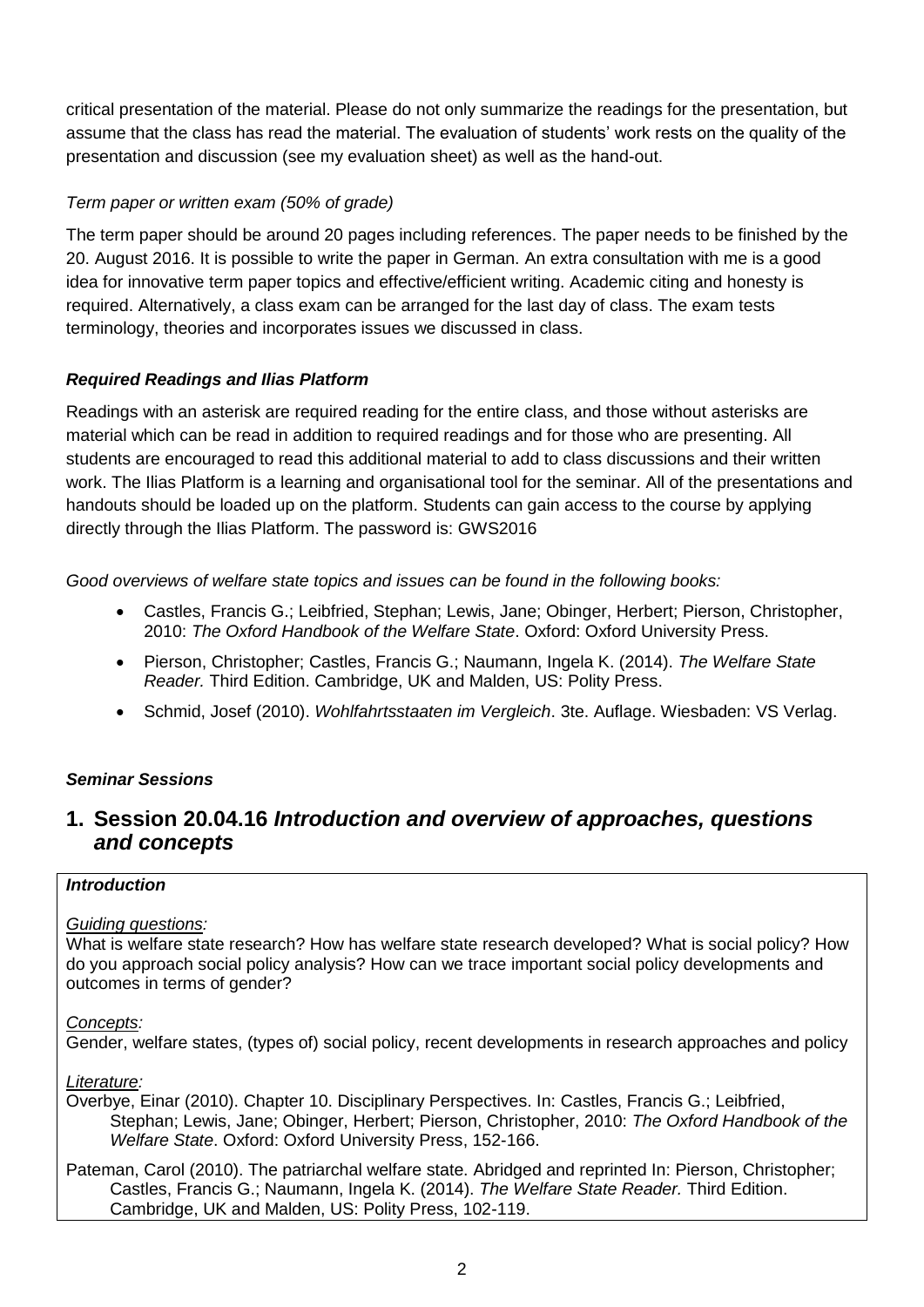critical presentation of the material. Please do not only summarize the readings for the presentation, but assume that the class has read the material. The evaluation of students' work rests on the quality of the presentation and discussion (see my evaluation sheet) as well as the hand-out.

*Term paper or written exam (50% of grade)*

The term paper should be around 20 pages including references. The paper needs to be finished by the 20. August 2016. It is possible to write the paper in German. An extra consultation with me is a good idea for innovative term paper topics and effective/efficient writing. Academic citing and honesty is required. Alternatively, a class exam can be arranged for the last day of class. The exam tests terminology, theories and incorporates issues we discussed in class.

***Required Readings and Ilias Platform***

Readings with an asterisk are required reading for the entire class, and those without asterisks are material which can be read in addition to required readings and for those who are presenting. All students are encouraged to read this additional material to add to class discussions and their written work. The Ilias Platform is a learning and organisational tool for the seminar. All of the presentations and handouts should be loaded up on the platform. Students can gain access to the course by applying directly through the Ilias Platform. The password is: GWS2016

*Good overviews of welfare state topics and issues can be found in the following books:*

- Castles, Francis G.; Leibfried, Stephan; Lewis, Jane; Obinger, Herbert; Pierson, Christopher, 2010: *The Oxford Handbook of the Welfare State*. Oxford: Oxford University Press.
- Pierson, Christopher; Castles, Francis G.; Naumann, Ingela K. (2014). *The Welfare State Reader.* Third Edition. Cambridge, UK and Malden, US: Polity Press.
- Schmid, Josef (2010). *Wohlfahrtsstaaten im Vergleich*. 3te. Auflage. Wiesbaden: VS Verlag.

***Seminar Sessions***

## 1. Session 20.04.16 *Introduction and overview of approaches, questions and concepts*

***Introduction***

*Guiding questions:*
What is welfare state research? How has welfare state research developed? What is social policy? How do you approach social policy analysis? How can we trace important social policy developments and outcomes in terms of gender?

*Concepts:*
Gender, welfare states, (types of) social policy, recent developments in research approaches and policy

*Literature:*

Overbye, Einar (2010). Chapter 10. Disciplinary Perspectives. In: Castles, Francis G.; Leibfried, Stephan; Lewis, Jane; Obinger, Herbert; Pierson, Christopher, 2010: *The Oxford Handbook of the Welfare State*. Oxford: Oxford University Press, 152-166.

Pateman, Carol (2010). The patriarchal welfare state. Abridged and reprinted In: Pierson, Christopher; Castles, Francis G.; Naumann, Ingela K. (2014). *The Welfare State Reader.* Third Edition. Cambridge, UK and Malden, US: Polity Press, 102-119.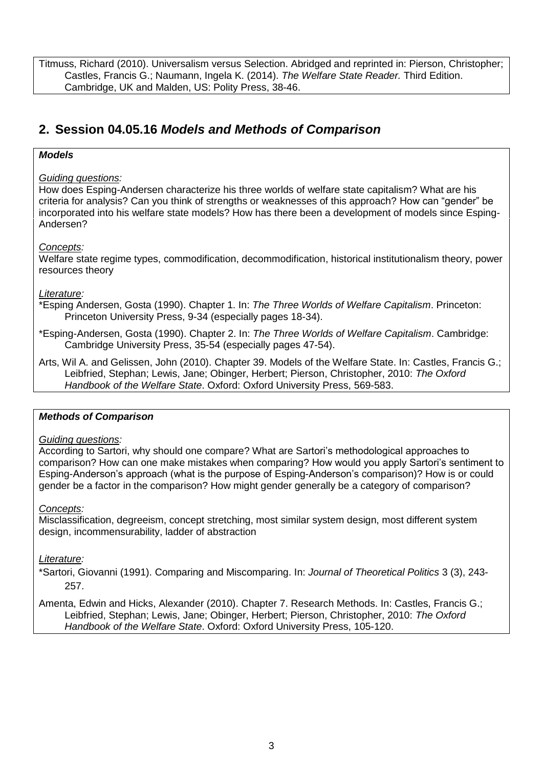Titmuss, Richard (2010). Universalism versus Selection. Abridged and reprinted in: Pierson, Christopher; Castles, Francis G.; Naumann, Ingela K. (2014). *The Welfare State Reader.* Third Edition. Cambridge, UK and Malden, US: Polity Press, 38-46.

## 2. Session 04.05.16 *Models and Methods of Comparison*

***Models***

*Guiding questions:*
How does Esping-Andersen characterize his three worlds of welfare state capitalism? What are his criteria for analysis? Can you think of strengths or weaknesses of this approach? How can "gender" be incorporated into his welfare state models? How has there been a development of models since Esping-Andersen?

*Concepts:*
Welfare state regime types, commodification, decommodification, historical institutionalism theory, power resources theory

*Literature:*

*Esping Andersen, Gosta (1990). Chapter 1. In: *The Three Worlds of Welfare Capitalism*. Princeton: Princeton University Press, 9-34 (especially pages 18-34).

*Esping-Andersen, Gosta (1990). Chapter 2. In: *The Three Worlds of Welfare Capitalism*. Cambridge: Cambridge University Press, 35-54 (especially pages 47-54).

Arts, Wil A. and Gelissen, John (2010). Chapter 39. Models of the Welfare State. In: Castles, Francis G.; Leibfried, Stephan; Lewis, Jane; Obinger, Herbert; Pierson, Christopher, 2010: *The Oxford Handbook of the Welfare State*. Oxford: Oxford University Press, 569-583.

***Methods of Comparison***

*Guiding questions:*
According to Sartori, why should one compare? What are Sartori's methodological approaches to comparison? How can one make mistakes when comparing? How would you apply Sartori's sentiment to Esping-Anderson's approach (what is the purpose of Esping-Anderson's comparison)? How is or could gender be a factor in the comparison? How might gender generally be a category of comparison?

*Concepts:*
Misclassification, degreeism, concept stretching, most similar system design, most different system design, incommensurability, ladder of abstraction

*Literature:*

*Sartori, Giovanni (1991). Comparing and Miscomparing. In: *Journal of Theoretical Politics* 3 (3), 243-257.

Amenta, Edwin and Hicks, Alexander (2010). Chapter 7. Research Methods. In: Castles, Francis G.; Leibfried, Stephan; Lewis, Jane; Obinger, Herbert; Pierson, Christopher, 2010: *The Oxford Handbook of the Welfare State*. Oxford: Oxford University Press, 105-120.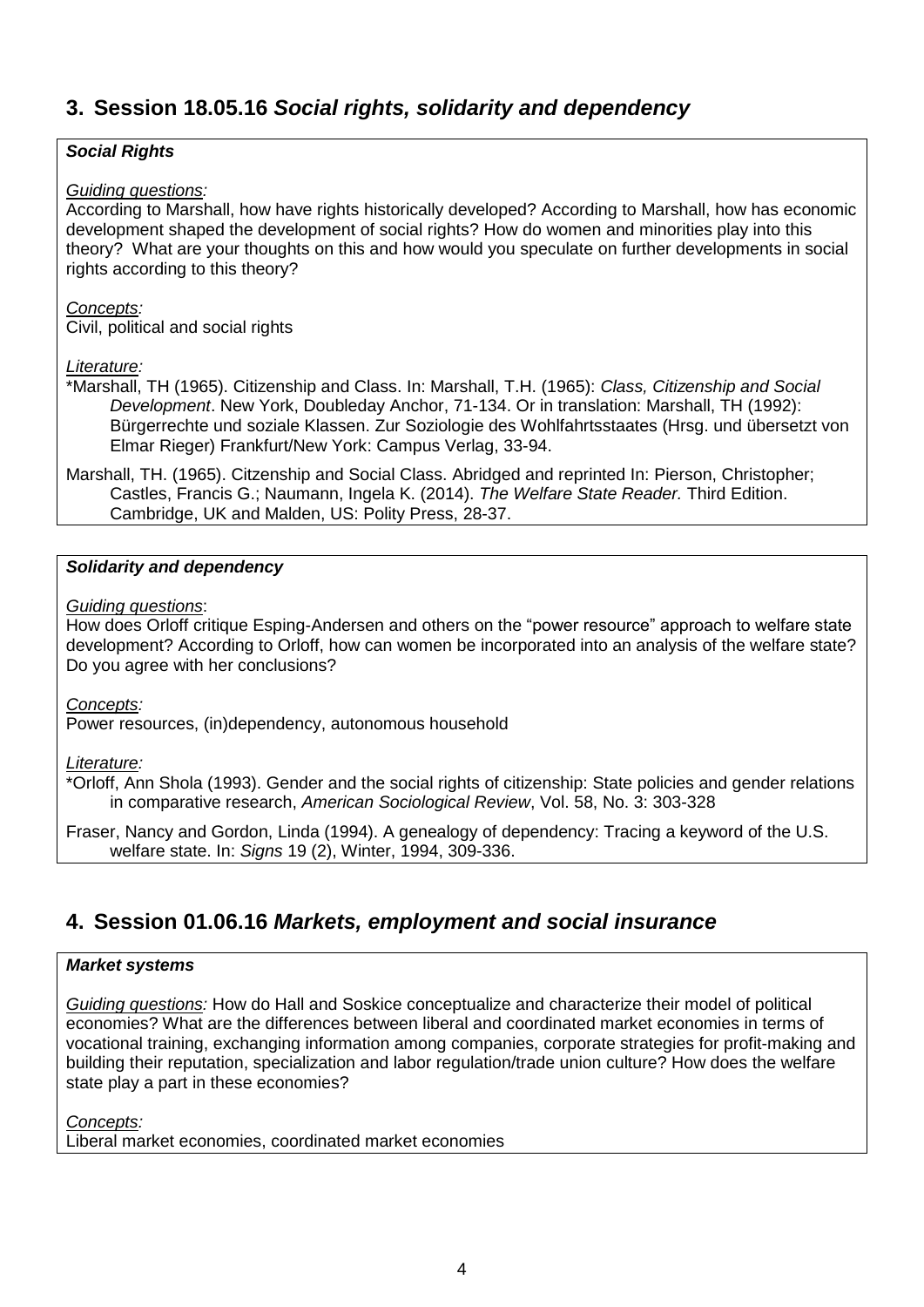## 3. Session 18.05.16 *Social rights, solidarity and dependency*

***Social Rights***

*Guiding questions:*
According to Marshall, how have rights historically developed? According to Marshall, how has economic development shaped the development of social rights? How do women and minorities play into this theory? What are your thoughts on this and how would you speculate on further developments in social rights according to this theory?

*Concepts:*
Civil, political and social rights

*Literature:*

*Marshall, TH (1965). Citizenship and Class. In: Marshall, T.H. (1965): *Class, Citizenship and Social Development*. New York, Doubleday Anchor, 71-134. Or in translation: Marshall, TH (1992): Bürgerrechte und soziale Klassen. Zur Soziologie des Wohlfahrtsstaates (Hrsg. und übersetzt von Elmar Rieger) Frankfurt/New York: Campus Verlag, 33-94.

Marshall, TH. (1965). Citizenship and Social Class. Abridged and reprinted In: Pierson, Christopher; Castles, Francis G.; Naumann, Ingela K. (2014). *The Welfare State Reader.* Third Edition. Cambridge, UK and Malden, US: Polity Press, 28-37.

***Solidarity and dependency***

*Guiding questions*:
How does Orloff critique Esping-Andersen and others on the "power resource" approach to welfare state development? According to Orloff, how can women be incorporated into an analysis of the welfare state? Do you agree with her conclusions?

*Concepts:*
Power resources, (in)dependency, autonomous household

*Literature:*

*Orloff, Ann Shola (1993). Gender and the social rights of citizenship: State policies and gender relations in comparative research, *American Sociological Review*, Vol. 58, No. 3: 303-328

Fraser, Nancy and Gordon, Linda (1994). A genealogy of dependency: Tracing a keyword of the U.S. welfare state. In: *Signs* 19 (2), Winter, 1994, 309-336.

## 4. Session 01.06.16 *Markets, employment and social insurance*

***Market systems***

*Guiding questions:* How do Hall and Soskice conceptualize and characterize their model of political economies? What are the differences between liberal and coordinated market economies in terms of vocational training, exchanging information among companies, corporate strategies for profit-making and building their reputation, specialization and labor regulation/trade union culture? How does the welfare state play a part in these economies?

*Concepts:*
Liberal market economies, coordinated market economies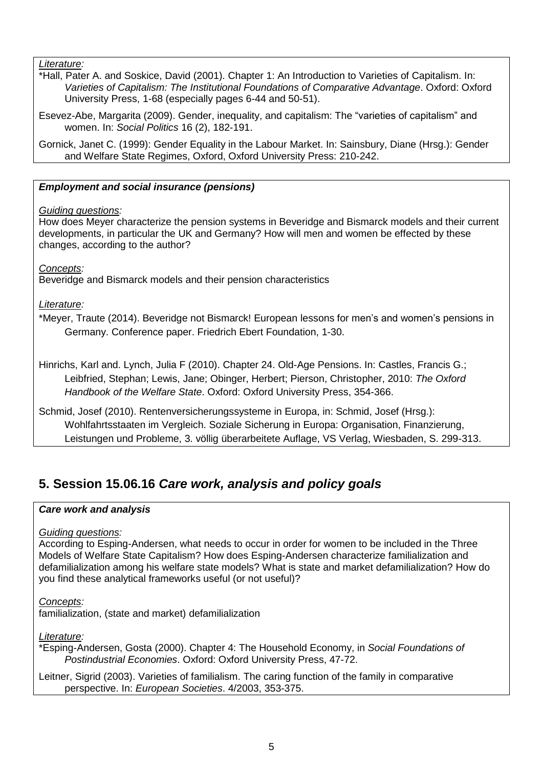*Literature:*

*Hall, Pater A. and Soskice, David (2001). Chapter 1: An Introduction to Varieties of Capitalism. In: *Varieties of Capitalism: The Institutional Foundations of Comparative Advantage*. Oxford: Oxford University Press, 1-68 (especially pages 6-44 and 50-51).

Esevez-Abe, Margarita (2009). Gender, inequality, and capitalism: The "varieties of capitalism" and women. In: *Social Politics* 16 (2), 182-191.

Gornick, Janet C. (1999): Gender Equality in the Labour Market. In: Sainsbury, Diane (Hrsg.): Gender and Welfare State Regimes, Oxford, Oxford University Press: 210-242.

***Employment and social insurance (pensions)***

*Guiding questions:*

How does Meyer characterize the pension systems in Beveridge and Bismarck models and their current developments, in particular the UK and Germany? How will men and women be effected by these changes, according to the author?

*Concepts:*

Beveridge and Bismarck models and their pension characteristics

*Literature:*

*Meyer, Traute (2014). Beveridge not Bismarck! European lessons for men's and women's pensions in Germany. Conference paper. Friedrich Ebert Foundation, 1-30.

Hinrichs, Karl and. Lynch, Julia F (2010). Chapter 24. Old-Age Pensions. In: Castles, Francis G.; Leibfried, Stephan; Lewis, Jane; Obinger, Herbert; Pierson, Christopher, 2010: *The Oxford Handbook of the Welfare State*. Oxford: Oxford University Press, 354-366.

Schmid, Josef (2010). Rentenversicherungssysteme in Europa, in: Schmid, Josef (Hrsg.): Wohlfahrtsstaaten im Vergleich. Soziale Sicherung in Europa: Organisation, Finanzierung, Leistungen und Probleme, 3. völlig überarbeitete Auflage, VS Verlag, Wiesbaden, S. 299-313.

## 5. Session 15.06.16 *Care work, analysis and policy goals*

***Care work and analysis***

*Guiding questions:*

According to Esping-Andersen, what needs to occur in order for women to be included in the Three Models of Welfare State Capitalism? How does Esping-Andersen characterize familialization and defamilialization among his welfare state models? What is state and market defamilialization? How do you find these analytical frameworks useful (or not useful)?

*Concepts:*

familialization, (state and market) defamilialization

*Literature:*

*Esping-Andersen, Gosta (2000). Chapter 4: The Household Economy, in *Social Foundations of Postindustrial Economies*. Oxford: Oxford University Press, 47-72.

Leitner, Sigrid (2003). Varieties of familialism. The caring function of the family in comparative perspective. In: *European Societies*. 4/2003, 353-375.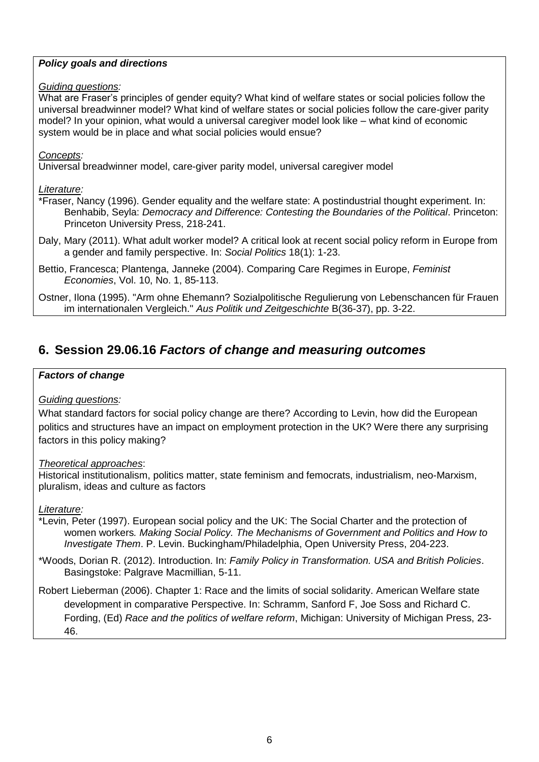***Policy goals and directions***

*Guiding questions:*

What are Fraser's principles of gender equity? What kind of welfare states or social policies follow the universal breadwinner model? What kind of welfare states or social policies follow the care-giver parity model? In your opinion, what would a universal caregiver model look like – what kind of economic system would be in place and what social policies would ensue?

*Concepts:*

Universal breadwinner model, care-giver parity model, universal caregiver model

*Literature:*

*Fraser, Nancy (1996). Gender equality and the welfare state: A postindustrial thought experiment. In: Benhabib, Seyla: *Democracy and Difference: Contesting the Boundaries of the Political*. Princeton: Princeton University Press, 218-241.

Daly, Mary (2011). What adult worker model? A critical look at recent social policy reform in Europe from a gender and family perspective. In: *Social Politics* 18(1): 1-23.

Bettio, Francesca; Plantenga, Janneke (2004). Comparing Care Regimes in Europe, *Feminist Economies*, Vol. 10, No. 1, 85-113.

Ostner, Ilona (1995). "Arm ohne Ehemann? Sozialpolitische Regulierung von Lebenschancen für Frauen im internationalen Vergleich." *Aus Politik und Zeitgeschichte* B(36-37), pp. 3-22.

## 6. Session 29.06.16 *Factors of change and measuring outcomes*

***Factors of change***

*Guiding questions:*

What standard factors for social policy change are there? According to Levin, how did the European politics and structures have an impact on employment protection in the UK? Were there any surprising factors in this policy making?

*Theoretical approaches*:

Historical institutionalism, politics matter, state feminism and femocrats, industrialism, neo-Marxism, pluralism, ideas and culture as factors

*Literature:*

*Levin, Peter (1997). European social policy and the UK: The Social Charter and the protection of women workers*. Making Social Policy. The Mechanisms of Government and Politics and How to Investigate Them*. P. Levin. Buckingham/Philadelphia, Open University Press, 204-223.

*Woods, Dorian R. (2012). Introduction. In: *Family Policy in Transformation. USA and British Policies*. Basingstoke: Palgrave Macmillian, 5-11.

Robert Lieberman (2006). Chapter 1: Race and the limits of social solidarity. American Welfare state development in comparative Perspective. In: Schramm, Sanford F, Joe Soss and Richard C. Fording, (Ed) *Race and the politics of welfare reform*, Michigan: University of Michigan Press, 23-46.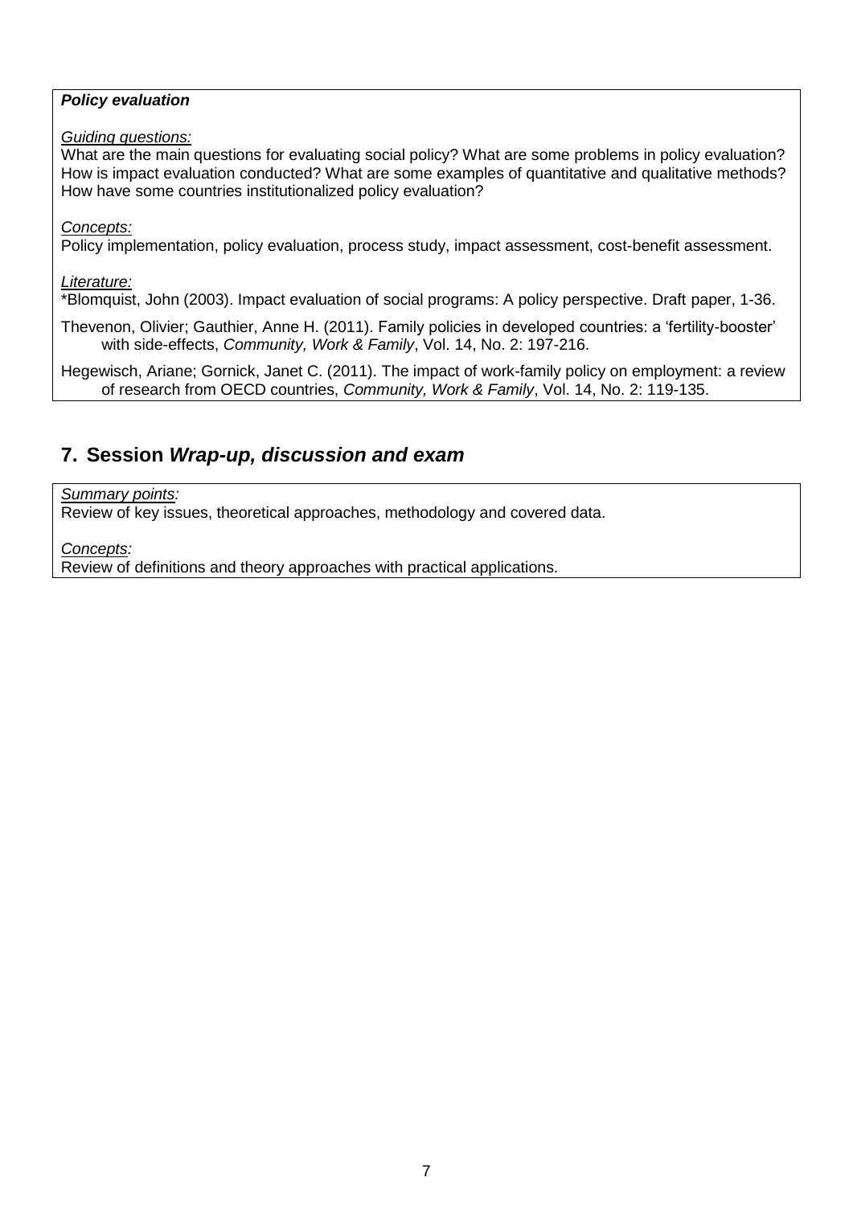***Policy evaluation***

*Guiding questions:*
What are the main questions for evaluating social policy? What are some problems in policy evaluation? How is impact evaluation conducted? What are some examples of quantitative and qualitative methods? How have some countries institutionalized policy evaluation?

*Concepts:*
Policy implementation, policy evaluation, process study, impact assessment, cost-benefit assessment.

*Literature:*
*Blomquist, John (2003). Impact evaluation of social programs: A policy perspective. Draft paper, 1-36.

Thevenon, Olivier; Gauthier, Anne H. (2011). Family policies in developed countries: a 'fertility-booster' with side-effects, *Community, Work & Family*, Vol. 14, No. 2: 197-216.

Hegewisch, Ariane; Gornick, Janet C. (2011). The impact of work-family policy on employment: a review of research from OECD countries, *Community, Work & Family*, Vol. 14, No. 2: 119-135.

## 7. Session *Wrap-up, discussion and exam*

*Summary points:*
Review of key issues, theoretical approaches, methodology and covered data.

*Concepts:*
Review of definitions and theory approaches with practical applications.